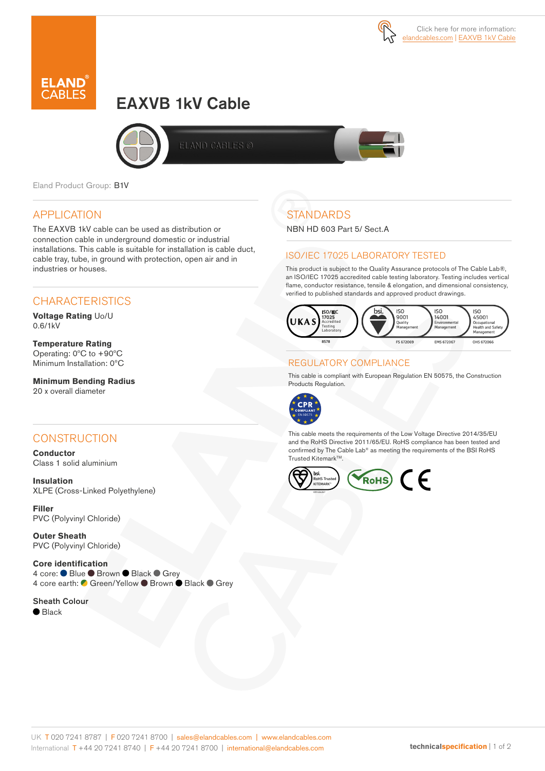Click here for more information: elandcables.com | EAXVB 1kV Cable

# EAXVB 1kV Cable

Eland Product Group: B1V

## APPLICATION

The EAXVB 1kV cable can be used as distribution or connection cable in underground domestic or industrial installations. This cable is suitable for installation is cable duct, cable tray, tube, in ground with protection, open air and in industries or houses.

## CHARACTERISTICS

**Voltage Rating** Uo/U
0.6/1kV

**Temperature Rating**
Operating: 0°C to +90°C
Minimum Installation: 0°C

**Minimum Bending Radius**
20 x overall diameter

## CONSTRUCTION

**Conductor**
Class 1 solid aluminium

**Insulation**
XLPE (Cross-Linked Polyethylene)

**Filler**
PVC (Polyvinyl Chloride)

**Outer Sheath**
PVC (Polyvinyl Chloride)

**Core identification**
4 core: Blue, Brown, Black, Grey
4 core earth: Green/Yellow, Brown, Black, Grey

**Sheath Colour**
Black

## STANDARDS

NBN HD 603 Part 5/ Sect.A

## ISO/IEC 17025 LABORATORY TESTED

This product is subject to the Quality Assurance protocols of The Cable Lab®, an ISO/IEC 17025 accredited cable testing laboratory. Testing includes vertical flame, conductor resistance, tensile & elongation, and dimensional consistency, verified to published standards and approved product drawings.

UKAS ISO/IEC 17025 Accredited Testing Laboratory 8578 | bsi. ISO 9001 Quality Management FS 672069 | ISO 14001 Environmental Management EMS 672067 | ISO 45001 Occupational Health and Safety Management OHS 672066

## REGULATORY COMPLIANCE

This cable is compliant with European Regulation EN 50575, the Construction Products Regulation.

CPR COMPLIANT EN 50575

This cable meets the requirements of the Low Voltage Directive 2014/35/EU and the RoHS Directive 2011/65/EU. RoHS compliance has been tested and confirmed by The Cable Lab® as meeting the requirements of the BSI RoHS Trusted Kitemark™.

bsi. RoHS Trusted KITEMARK™ | RoHS | CE

UK T 020 7241 8787 | F 020 7241 8700 | sales@elandcables.com | www.elandcables.com
International T +44 20 7241 8740 | F +44 20 7241 8700 | international@elandcables.com

technicalspecification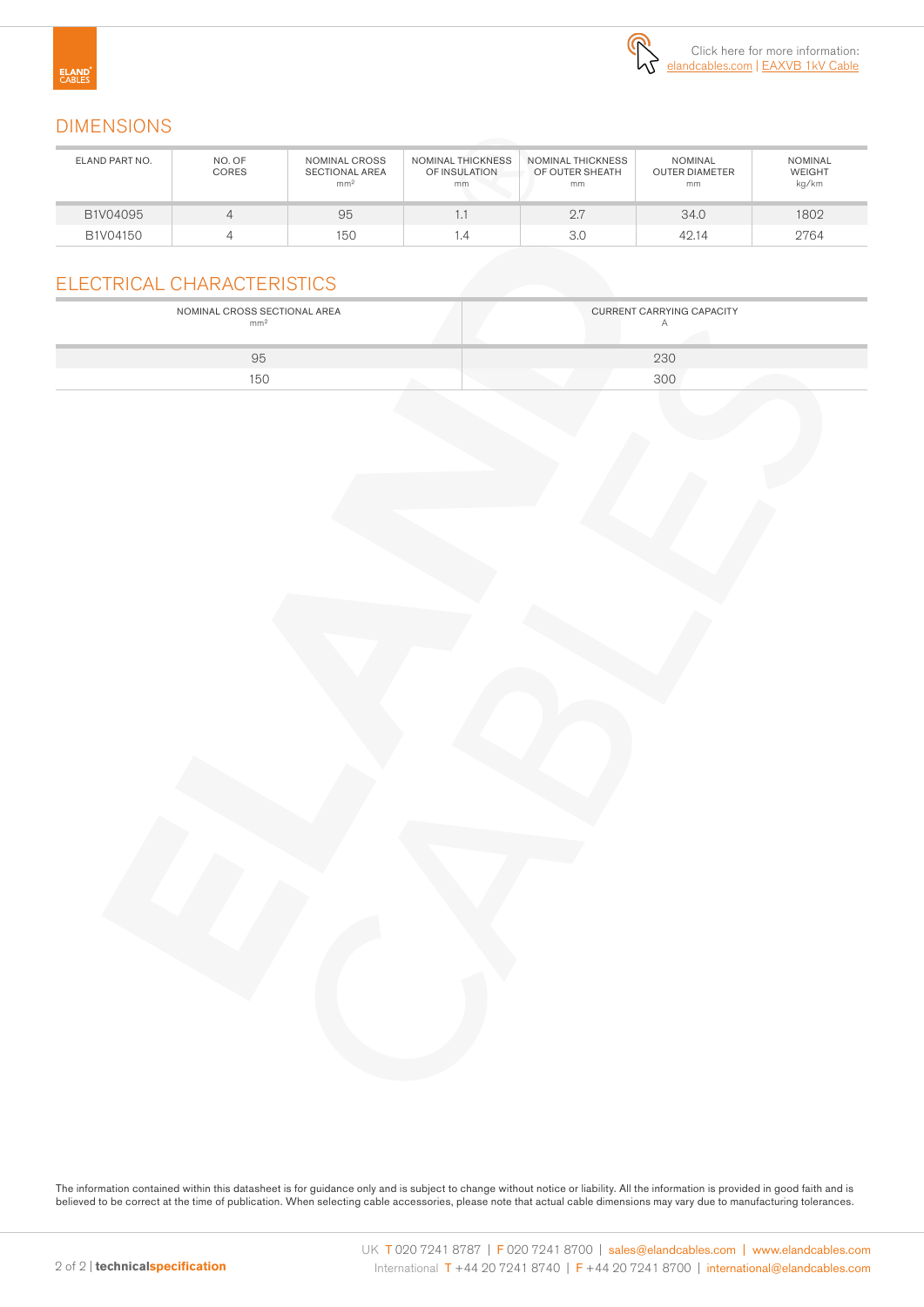Click here for more information: elandcables.com | EAXVB 1kV Cable

## DIMENSIONS

| ELAND PART NO. | NO. OF CORES | NOMINAL CROSS SECTIONAL AREA $mm^2$ | NOMINAL THICKNESS OF INSULATION mm | NOMINAL THICKNESS OF OUTER SHEATH mm | NOMINAL OUTER DIAMETER mm | NOMINAL WEIGHT kg/km |
|---|---|---|---|---|---|---|
| B1V04095 | 4 | 95 | 1.1 | 2.7 | 34.0 | 1802 |
| B1V04150 | 4 | 150 | 1.4 | 3.0 | 42.14 | 2764 |

## ELECTRICAL CHARACTERISTICS

| NOMINAL CROSS SECTIONAL AREA $mm^2$ | CURRENT CARRYING CAPACITY A |
|---|---|
| 95 | 230 |
| 150 | 300 |

The information contained within this datasheet is for guidance only and is subject to change without notice or liability. All the information is provided in good faith and is believed to be correct at the time of publication. When selecting cable accessories, please note that actual cable dimensions may vary due to manufacturing tolerances.

UK T 020 7241 8787 | F 020 7241 8700 | sales@elandcables.com | www.elandcables.com
International T +44 20 7241 8740 | F +44 20 7241 8700 | international@elandcables.com